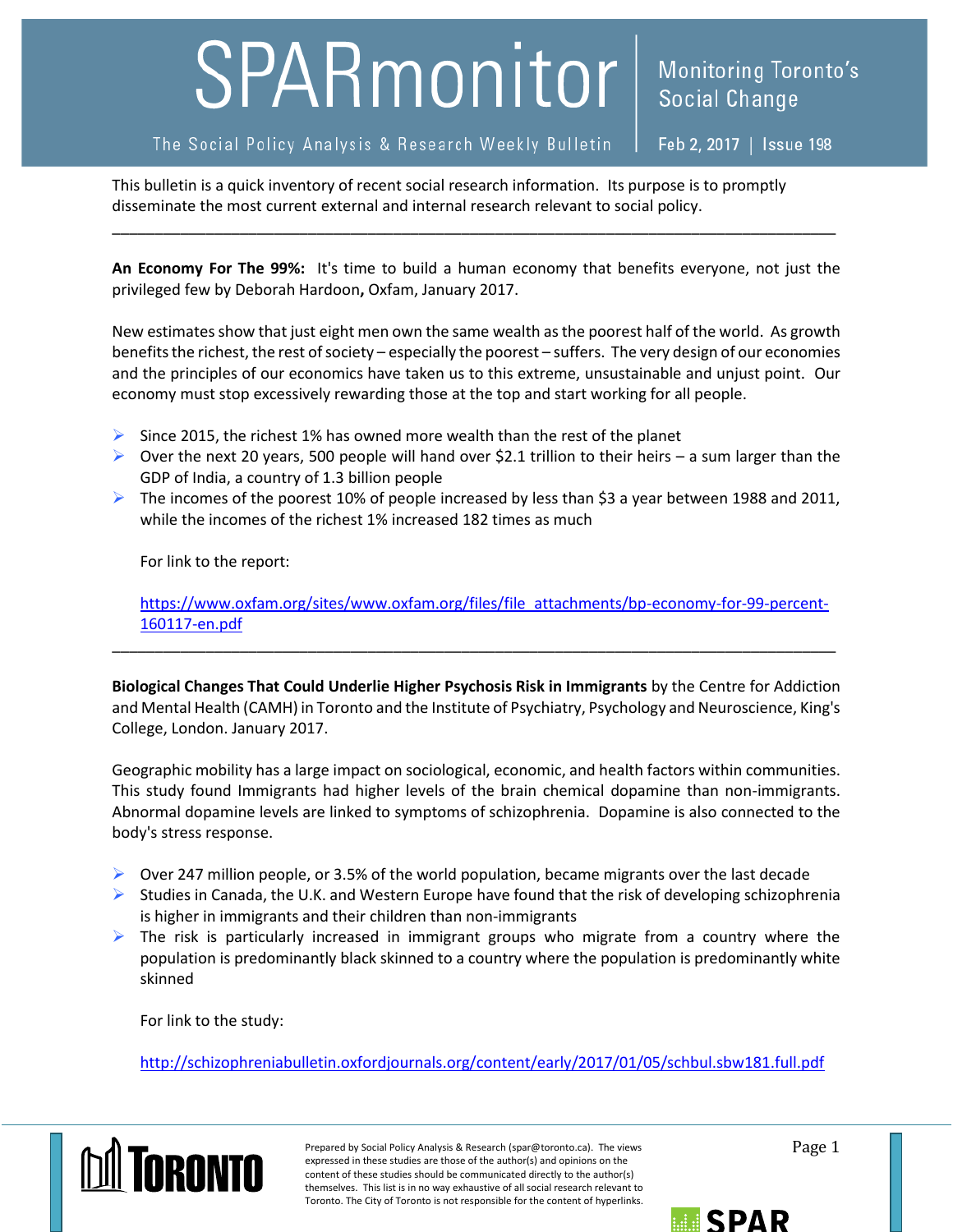# SPARmonitor

The Social Policy Analysis & Research Weekly Bulletin

Monitoring Toronto's Social Change

Feb 2, 2017 | Issue 198

This bulletin is a quick inventory of recent social research information. Its purpose is to promptly disseminate the most current external and internal research relevant to social policy.

---

**An Economy For The 99%:** It's time to build a human economy that benefits everyone, not just the privileged few by Deborah Hardoon**,** Oxfam, January 2017.

New estimates show that just eight men own the same wealth as the poorest half of the world. As growth benefits the richest, the rest of society – especially the poorest – suffers. The very design of our economies and the principles of our economics have taken us to this extreme, unsustainable and unjust point. Our economy must stop excessively rewarding those at the top and start working for all people.

- Since 2015, the richest 1% has owned more wealth than the rest of the planet
- Over the next 20 years, 500 people will hand over $2.1 trillion to their heirs – a sum larger than the GDP of India, a country of 1.3 billion people
- The incomes of the poorest 10% of people increased by less than $3 a year between 1988 and 2011, while the incomes of the richest 1% increased 182 times as much

For link to the report:

https://www.oxfam.org/sites/www.oxfam.org/files/file_attachments/bp-economy-for-99-percent-160117-en.pdf

---

**Biological Changes That Could Underlie Higher Psychosis Risk in Immigrants** by the Centre for Addiction and Mental Health (CAMH) in Toronto and the Institute of Psychiatry, Psychology and Neuroscience, King's College, London. January 2017.

Geographic mobility has a large impact on sociological, economic, and health factors within communities. This study found Immigrants had higher levels of the brain chemical dopamine than non-immigrants. Abnormal dopamine levels are linked to symptoms of schizophrenia. Dopamine is also connected to the body's stress response.

- Over 247 million people, or 3.5% of the world population, became migrants over the last decade
- Studies in Canada, the U.K. and Western Europe have found that the risk of developing schizophrenia is higher in immigrants and their children than non-immigrants
- The risk is particularly increased in immigrant groups who migrate from a country where the population is predominantly black skinned to a country where the population is predominantly white skinned

For link to the study:

http://schizophreniabulletin.oxfordjournals.org/content/early/2017/01/05/schbul.sbw181.full.pdf

Prepared by Social Policy Analysis & Research (spar@toronto.ca). The views expressed in these studies are those of the author(s) and opinions on the content of these studies should be communicated directly to the author(s) themselves. This list is in no way exhaustive of all social research relevant to Toronto. The City of Toronto is not responsible for the content of hyperlinks.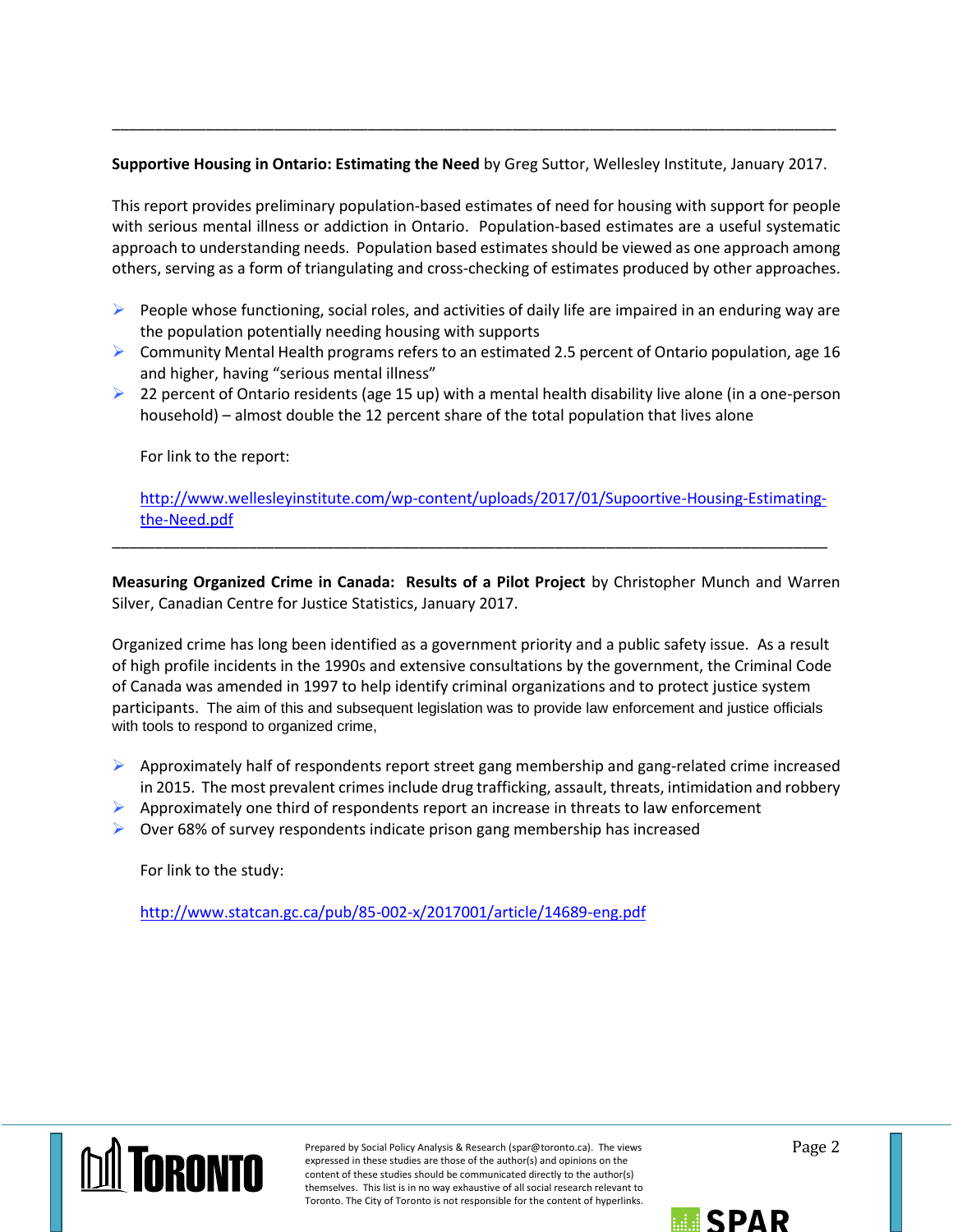---

**Supportive Housing in Ontario: Estimating the Need** by Greg Suttor, Wellesley Institute, January 2017.

This report provides preliminary population-based estimates of need for housing with support for people with serious mental illness or addiction in Ontario. Population-based estimates are a useful systematic approach to understanding needs. Population based estimates should be viewed as one approach among others, serving as a form of triangulating and cross-checking of estimates produced by other approaches.

- People whose functioning, social roles, and activities of daily life are impaired in an enduring way are the population potentially needing housing with supports
- Community Mental Health programs refers to an estimated 2.5 percent of Ontario population, age 16 and higher, having "serious mental illness"
- 22 percent of Ontario residents (age 15 up) with a mental health disability live alone (in a one-person household) – almost double the 12 percent share of the total population that lives alone

For link to the report:

http://www.wellesleyinstitute.com/wp-content/uploads/2017/01/Supoortive-Housing-Estimating-the-Need.pdf

---

**Measuring Organized Crime in Canada: Results of a Pilot Project** by Christopher Munch and Warren Silver, Canadian Centre for Justice Statistics, January 2017.

Organized crime has long been identified as a government priority and a public safety issue. As a result of high profile incidents in the 1990s and extensive consultations by the government, the Criminal Code of Canada was amended in 1997 to help identify criminal organizations and to protect justice system participants. The aim of this and subsequent legislation was to provide law enforcement and justice officials with tools to respond to organized crime,

- Approximately half of respondents report street gang membership and gang-related crime increased in 2015. The most prevalent crimes include drug trafficking, assault, threats, intimidation and robbery
- Approximately one third of respondents report an increase in threats to law enforcement
- Over 68% of survey respondents indicate prison gang membership has increased

For link to the study:

http://www.statcan.gc.ca/pub/85-002-x/2017001/article/14689-eng.pdf

Prepared by Social Policy Analysis & Research (spar@toronto.ca). The views expressed in these studies are those of the author(s) and opinions on the content of these studies should be communicated directly to the author(s) themselves. This list is in no way exhaustive of all social research relevant to Toronto. The City of Toronto is not responsible for the content of hyperlinks.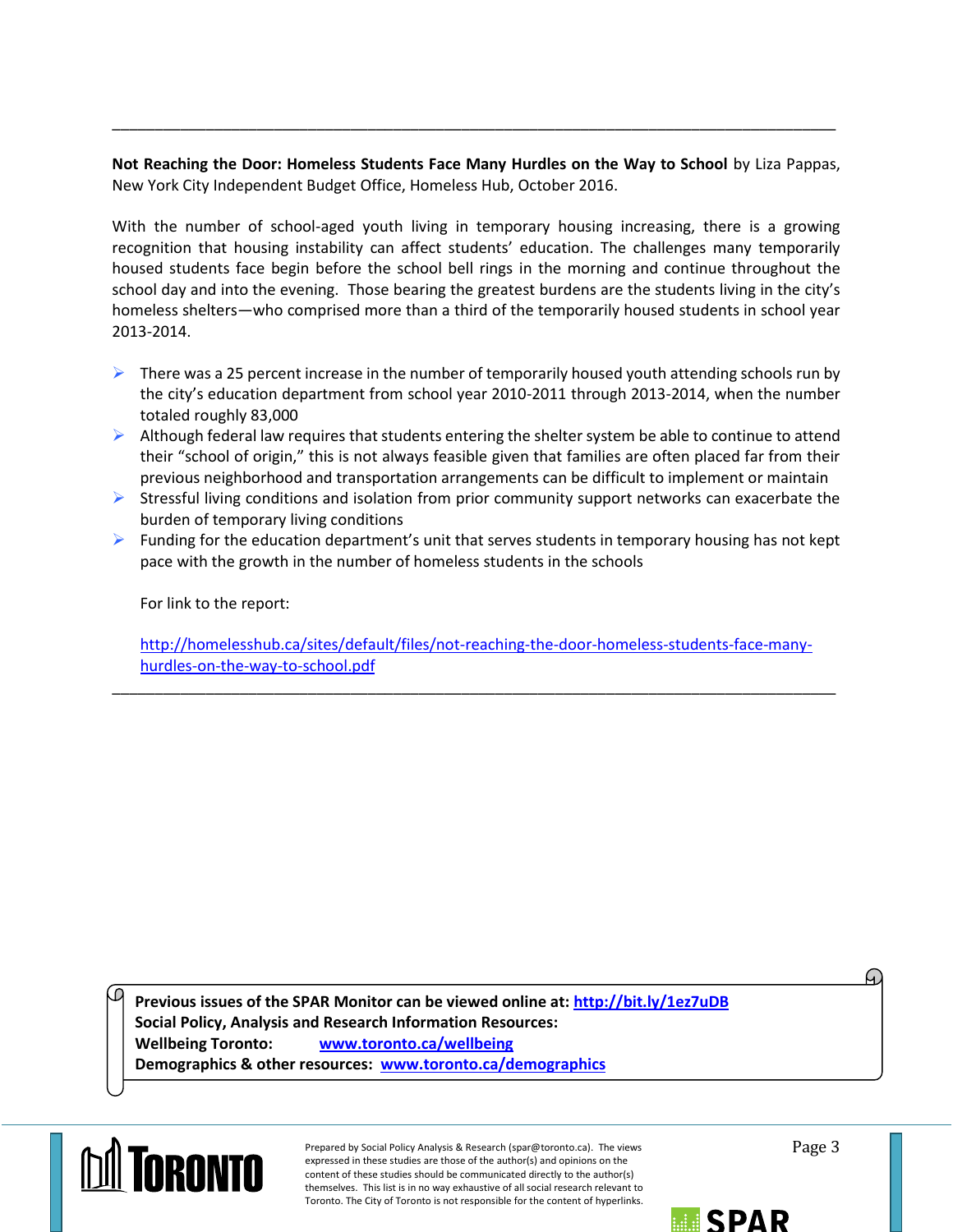---

**Not Reaching the Door: Homeless Students Face Many Hurdles on the Way to School** by Liza Pappas, New York City Independent Budget Office, Homeless Hub, October 2016.

With the number of school-aged youth living in temporary housing increasing, there is a growing recognition that housing instability can affect students' education. The challenges many temporarily housed students face begin before the school bell rings in the morning and continue throughout the school day and into the evening. Those bearing the greatest burdens are the students living in the city's homeless shelters—who comprised more than a third of the temporarily housed students in school year 2013-2014.

- There was a 25 percent increase in the number of temporarily housed youth attending schools run by the city's education department from school year 2010-2011 through 2013-2014, when the number totaled roughly 83,000
- Although federal law requires that students entering the shelter system be able to continue to attend their "school of origin," this is not always feasible given that families are often placed far from their previous neighborhood and transportation arrangements can be difficult to implement or maintain
- Stressful living conditions and isolation from prior community support networks can exacerbate the burden of temporary living conditions
- Funding for the education department's unit that serves students in temporary housing has not kept pace with the growth in the number of homeless students in the schools

For link to the report:

http://homelesshub.ca/sites/default/files/not-reaching-the-door-homeless-students-face-many-hurdles-on-the-way-to-school.pdf

---

**Previous issues of the SPAR Monitor can be viewed online at: http://bit.ly/1ez7uDB**
**Social Policy, Analysis and Research Information Resources:**
**Wellbeing Toronto: www.toronto.ca/wellbeing**
**Demographics & other resources: www.toronto.ca/demographics**

Prepared by Social Policy Analysis & Research (spar@toronto.ca). The views expressed in these studies are those of the author(s) and opinions on the content of these studies should be communicated directly to the author(s) themselves. This list is in no way exhaustive of all social research relevant to Toronto. The City of Toronto is not responsible for the content of hyperlinks.